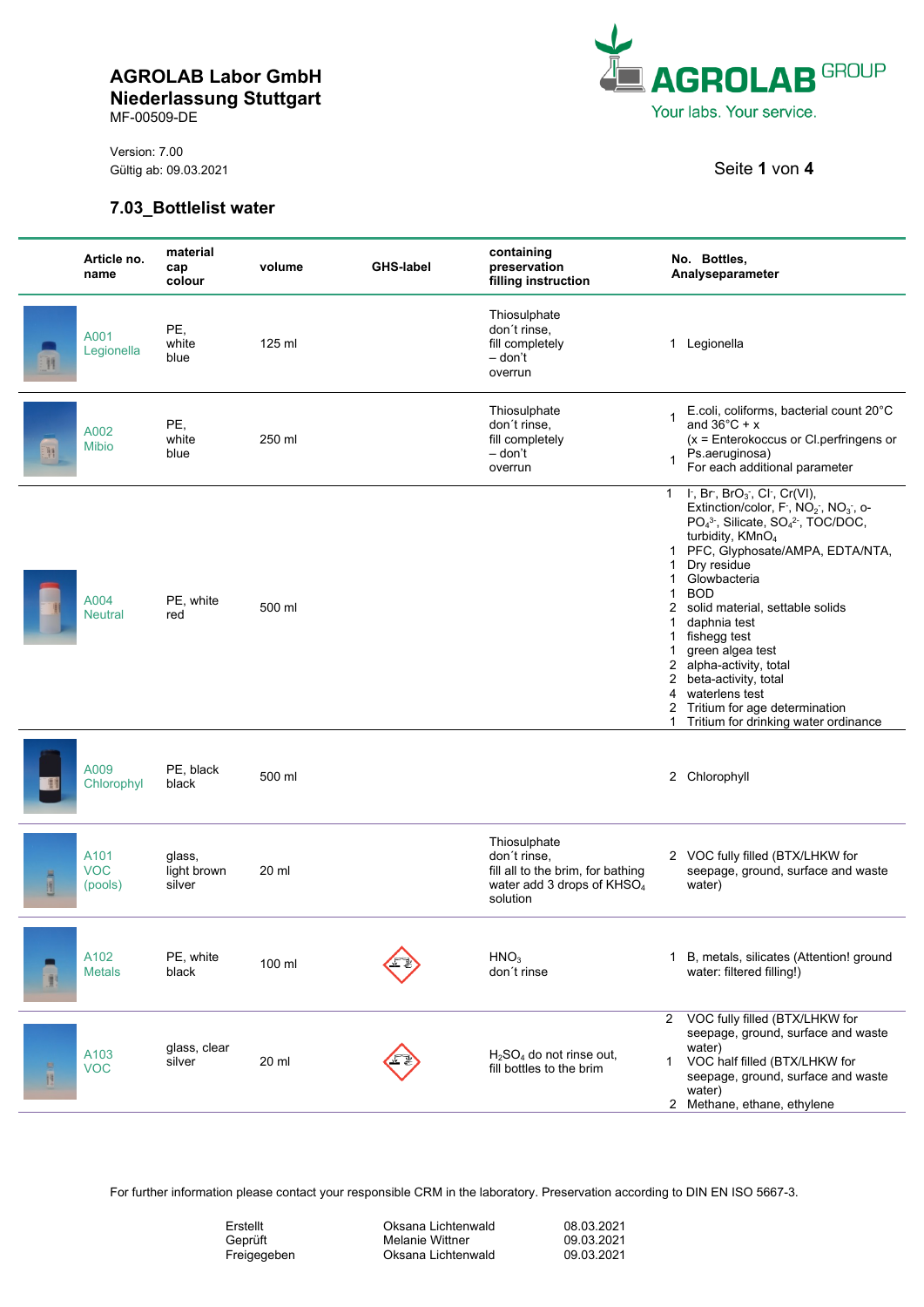**AGROLAB Labor GmbH**
**Niederlassung Stuttgart**
MF-00509-DE

Version: 7.00
Gültig ab: 09.03.2021

AGROLAB GROUP
Your labs. Your service.

## 7.03_Bottlelist water

| Article no. name | material cap colour | volume | GHS-label | containing preservation filling instruction | No. Bottles, Analyseparameter |
|---|---|---|---|---|---|
| A001 Legionella | PE, white blue | 125 ml | | Thiosulphate don´t rinse, fill completely – don´t overrun | 1 Legionella |
| A002 Mibio | PE, white blue | 250 ml | | Thiosulphate don´t rinse, fill completely – don´t overrun | 1 E.coli, coliforms, bacterial count 20°C and 36°C + x (x = Enterokoccus or Cl.perfringens or Ps.aeruginosa)<br>1 For each additional parameter |
| A004 Neutral | PE, white red | 500 ml | | | 1 $I^-$, $Br^-$, $BrO_3^-$, $Cl^-$, Cr(VI), Extinction/color, $F^-$, $NO_2^-$, $NO_3^-$, o-$PO_4^{3-}$, Silicate, $SO_4^{2-}$, TOC/DOC, turbidity, $KMnO_4$<br>1 PFC, Glyphosate/AMPA, EDTA/NTA,<br>1 Dry residue<br>1 Glowbacteria<br>1 BOD<br>2 solid material, settable solids<br>1 daphnia test<br>1 fishegg test<br>1 green algea test<br>2 alpha-activity, total<br>2 beta-activity, total<br>4 waterlens test<br>2 Tritium for age determination<br>1 Tritium for drinking water ordinance |
| A009 Chlorophyl | PE, black black | 500 ml | | | 2 Chlorophyll |
| A101 VOC (pools) | glass, light brown silver | 20 ml | | Thiosulphate don´t rinse, fill all to the brim, for bathing water add 3 drops of $KHSO_4$ solution | 2 VOC fully filled (BTX/LHKW for seepage, ground, surface and waste water) |
| A102 Metals | PE, white black | 100 ml | GHS (corrosive) | $HNO_3$ don´t rinse | 1 B, metals, silicates (Attention! ground water: filtered filling!) |
| A103 VOC | glass, clear silver | 20 ml | GHS (corrosive) | $H_2SO_4$ do not rinse out, fill bottles to the brim | 2 VOC fully filled (BTX/LHKW for seepage, ground, surface and waste water)<br>1 VOC half filled (BTX/LHKW for seepage, ground, surface and waste water)<br>2 Methane, ethane, ethylene |

For further information please contact your responsible CRM in the laboratory. Preservation according to DIN EN ISO 5667-3.

| | | |
|---|---|---|
| Erstellt | Oksana Lichtenwald | 08.03.2021 |
| Geprüft | Melanie Wittner | 09.03.2021 |
| Freigegeben | Oksana Lichtenwald | 09.03.2021 |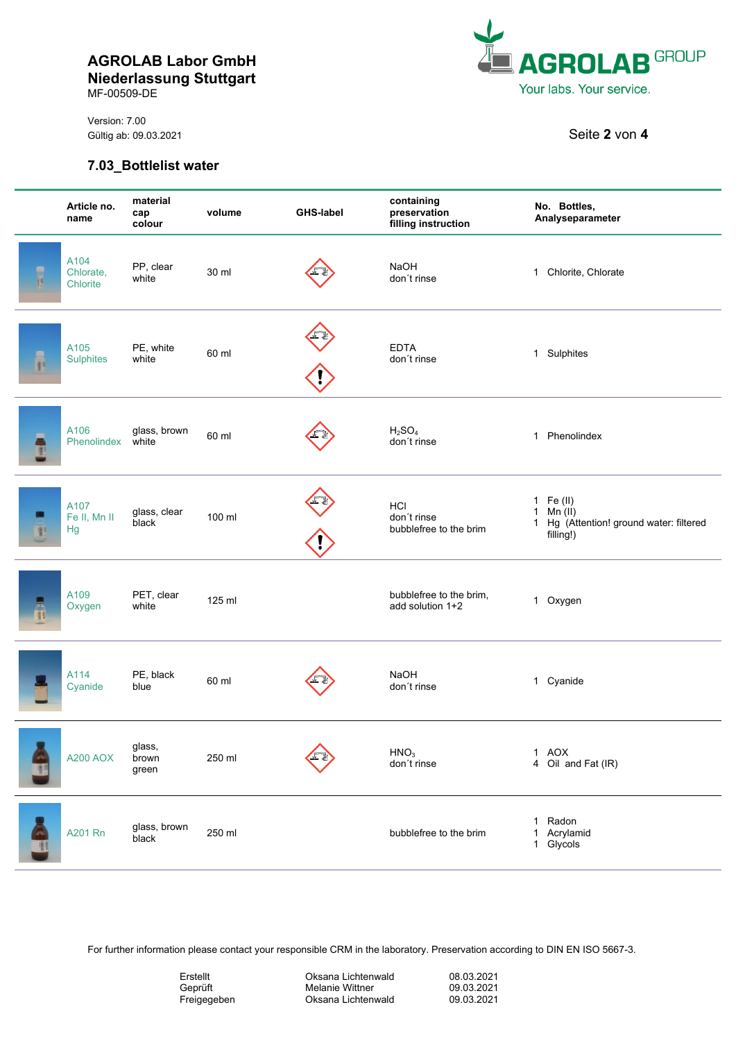**AGROLAB Labor GmbH**
**Niederlassung Stuttgart**
MF-00509-DE

Version: 7.00
Gültig ab: 09.03.2021

## 7.03_Bottlelist water

| | Article no. name | material cap colour | volume | GHS-label | containing preservation filling instruction | No. Bottles, Analyseparameter |
|---|---|---|---|---|---|---|
| | A104 Chlorate, Chlorite | PP, clear white | 30 ml | | NaOH don´t rinse | 1 Chlorite, Chlorate |
| | A105 Sulphites | PE, white white | 60 ml | | EDTA don´t rinse | 1 Sulphites |
| | A106 Phenolindex | glass, brown white | 60 ml | | $H_2SO_4$ don´t rinse | 1 Phenolindex |
| | A107 Fe II, Mn II Hg | glass, clear black | 100 ml | | HCl don´t rinse bubblefree to the brim | 1 Fe (II)<br>1 Mn (II)<br>1 Hg (Attention! ground water: filtered filling!) |
| | A109 Oxygen | PET, clear white | 125 ml | | bubblefree to the brim, add solution 1+2 | 1 Oxygen |
| | A114 Cyanide | PE, black blue | 60 ml | | NaOH don´t rinse | 1 Cyanide |
| | A200 AOX | glass, brown green | 250 ml | | $HNO_3$ don´t rinse | 1 AOX<br>4 Oil and Fat (IR) |
| | A201 Rn | glass, brown black | 250 ml | | bubblefree to the brim | 1 Radon<br>1 Acrylamid<br>1 Glycols |

For further information please contact your responsible CRM in the laboratory. Preservation according to DIN EN ISO 5667-3.

| | | |
|---|---|---|
| Erstellt | Oksana Lichtenwald | 08.03.2021 |
| Geprüft | Melanie Wittner | 09.03.2021 |
| Freigegeben | Oksana Lichtenwald | 09.03.2021 |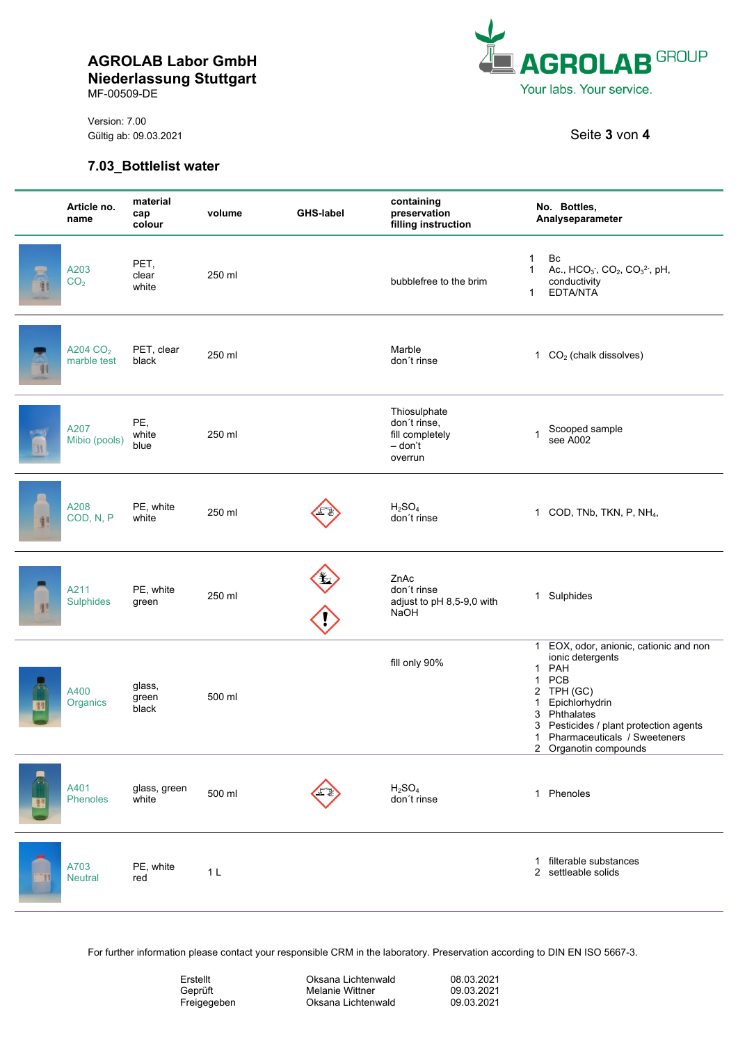**AGROLAB Labor GmbH**
**Niederlassung Stuttgart**
MF-00509-DE

Version: 7.00
Gültig ab: 09.03.2021

### 7.03_Bottlelist water

| | Article no. name | material cap colour | volume | GHS-label | containing preservation filling instruction | No. Bottles, Analyseparameter |
|---|---|---|---|---|---|---|
| | A203 $CO_2$ | PET, clear white | 250 ml | | bubblefree to the brim | 1 Bc<br>1 Ac., $HCO_3^-$, $CO_2$, $CO_3^{2-}$, pH, conductivity<br>1 EDTA/NTA |
| | A204 $CO_2$ marble test | PET, clear black | 250 ml | | Marble don´t rinse | 1 $CO_2$ (chalk dissolves) |
| | A207 Mibio (pools) | PE, white blue | 250 ml | | Thiosulphate don´t rinse, fill completely – don't overrun | 1 Scooped sample see A002 |
| | A208 COD, N, P | PE, white white | 250 ml | | $H_2SO_4$ don´t rinse | 1 COD, TNb, TKN, P, $NH_4$, |
| | A211 Sulphides | PE, white green | 250 ml | | ZnAc don´t rinse adjust to pH 8,5-9,0 with NaOH | 1 Sulphides |
| | A400 Organics | glass, green black | 500 ml | | fill only 90% | 1 EOX, odor, anionic, cationic and non ionic detergents<br>1 PAH<br>1 PCB<br>2 TPH (GC)<br>1 Epichlorhydrin<br>3 Phthalates<br>3 Pesticides / plant protection agents<br>1 Pharmaceuticals / Sweeteners<br>2 Organotin compounds |
| | A401 Phenoles | glass, green white | 500 ml | | $H_2SO_4$ don´t rinse | 1 Phenoles |
| | A703 Neutral | PE, white red | 1 L | | | 1 filterable substances<br>2 settleable solids |

For further information please contact your responsible CRM in the laboratory. Preservation according to DIN EN ISO 5667-3.

| | | |
|---|---|---|
| Erstellt | Oksana Lichtenwald | 08.03.2021 |
| Geprüft | Melanie Wittner | 09.03.2021 |
| Freigegeben | Oksana Lichtenwald | 09.03.2021 |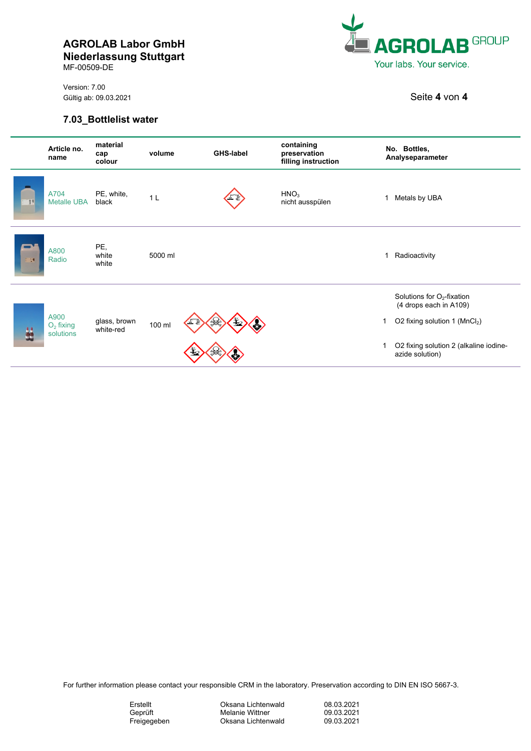## 7.03_Bottlelist water

| | Article no. name | material cap colour | volume | GHS-label | containing preservation filling instruction | No. Bottles, Analyseparameter |
|---|---|---|---|---|---|---|
| | A704 Metalle UBA | PE, white, black | 1 L | | $HNO_3$ nicht ausspülen | 1 Metals by UBA |
| | A800 Radio | PE, white white | 5000 ml | | | 1 Radioactivity |
| | A900 $O_2$ fixing solutions | glass, brown white-red | 100 ml | | | Solutions for $O_2$-fixation (4 drops each in A109)<br>1 O2 fixing solution 1 ($MnCl_2$)<br>1 O2 fixing solution 2 (alkaline iodine-azide solution) |

For further information please contact your responsible CRM in the laboratory. Preservation according to DIN EN ISO 5667-3.

| | | |
|---|---|---|
| Erstellt | Oksana Lichtenwald | 08.03.2021 |
| Geprüft | Melanie Wittner | 09.03.2021 |
| Freigegeben | Oksana Lichtenwald | 09.03.2021 |